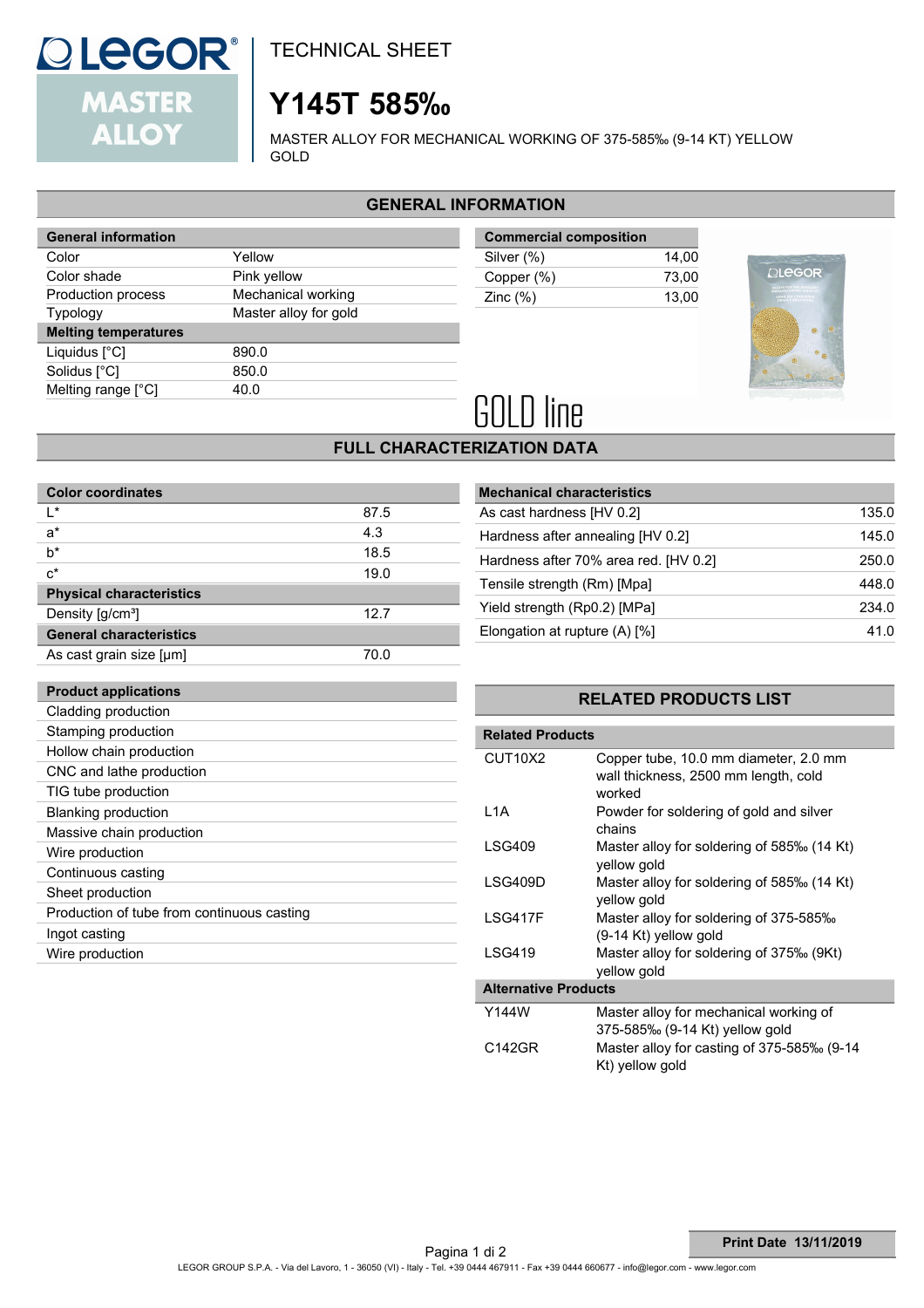TECHNICAL SHEET

# Y145T 585‰

MASTER ALLOY FOR MECHANICAL WORKING OF 375-585‰ (9-14 KT) YELLOW GOLD

## GENERAL INFORMATION

| General information | |
|---|---|
| Color | Yellow |
| Color shade | Pink yellow |
| Production process | Mechanical working |
| Typology | Master alloy for gold |
| **Melting temperatures** | |
| Liquidus [°C] | 890.0 |
| Solidus [°C] | 850.0 |
| Melting range [°C] | 40.0 |

| Commercial composition | |
|---|---|
| Silver (%) | 14,00 |
| Copper (%) | 73,00 |
| Zinc (%) | 13,00 |

GOLD line

## FULL CHARACTERIZATION DATA

| Color coordinates | |
|---|---|
| L* | 87.5 |
| a* | 4.3 |
| b* | 18.5 |
| c* | 19.0 |
| **Physical characteristics** | |
| Density [g/cm³] | 12.7 |
| **General characteristics** | |
| As cast grain size [µm] | 70.0 |

| Mechanical characteristics | |
|---|---|
| As cast hardness [HV 0.2] | 135.0 |
| Hardness after annealing [HV 0.2] | 145.0 |
| Hardness after 70% area red. [HV 0.2] | 250.0 |
| Tensile strength (Rm) [Mpa] | 448.0 |
| Yield strength (Rp0.2) [MPa] | 234.0 |
| Elongation at rupture (A) [%] | 41.0 |

| Product applications |
|---|
| Cladding production |
| Stamping production |
| Hollow chain production |
| CNC and lathe production |
| TIG tube production |
| Blanking production |
| Massive chain production |
| Wire production |
| Continuous casting |
| Sheet production |
| Production of tube from continuous casting |
| Ingot casting |
| Wire production |

## RELATED PRODUCTS LIST

| Related Products | |
|---|---|
| CUT10X2 | Copper tube, 10.0 mm diameter, 2.0 mm wall thickness, 2500 mm length, cold worked |
| L1A | Powder for soldering of gold and silver chains |
| LSG409 | Master alloy for soldering of 585‰ (14 Kt) yellow gold |
| LSG409D | Master alloy for soldering of 585‰ (14 Kt) yellow gold |
| LSG417F | Master alloy for soldering of 375-585‰ (9-14 Kt) yellow gold |
| LSG419 | Master alloy for soldering of 375‰ (9Kt) yellow gold |
| **Alternative Products** | |
| Y144W | Master alloy for mechanical working of 375-585‰ (9-14 Kt) yellow gold |
| C142GR | Master alloy for casting of 375-585‰ (9-14 Kt) yellow gold |

**Print Date 13/11/2019**

LEGOR GROUP S.P.A. - Via del Lavoro, 1 - 36050 (VI) - Italy - Tel. +39 0444 467911 - Fax +39 0444 660677 - info@legor.com - www.legor.com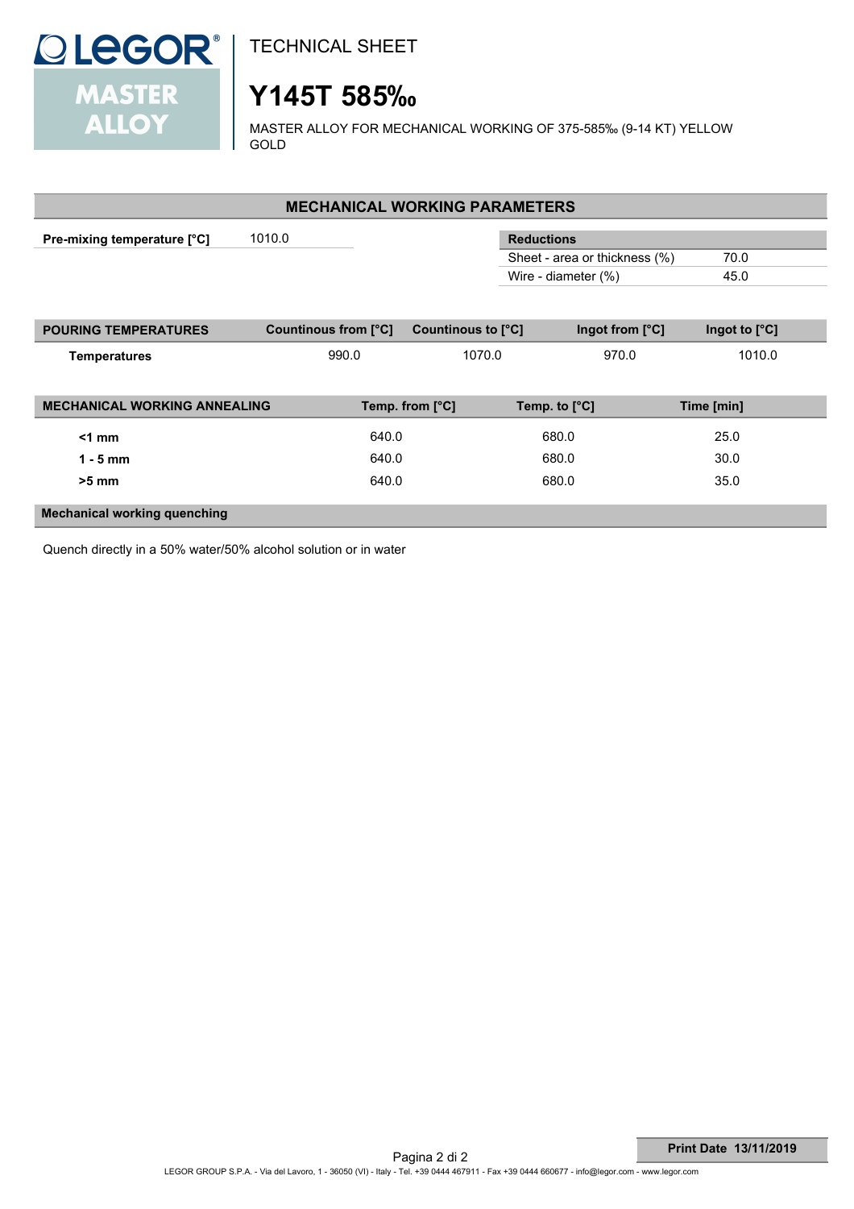TECHNICAL SHEET

# Y145T 585‰

MASTER ALLOY FOR MECHANICAL WORKING OF 375-585‰ (9-14 KT) YELLOW GOLD

## MECHANICAL WORKING PARAMETERS

**Pre-mixing temperature [°C]** 1010.0

| Reductions | |
|---|---|
| Sheet - area or thickness (%) | 70.0 |
| Wire - diameter (%) | 45.0 |

| POURING TEMPERATURES | Countinous from [°C] | Countinous to [°C] | Ingot from [°C] | Ingot to [°C] |
|---|---|---|---|---|
| **Temperatures** | 990.0 | 1070.0 | 970.0 | 1010.0 |

| MECHANICAL WORKING ANNEALING | Temp. from [°C] | Temp. to [°C] | Time [min] |
|---|---|---|---|
| **<1 mm** | 640.0 | 680.0 | 25.0 |
| **1 - 5 mm** | 640.0 | 680.0 | 30.0 |
| **>5 mm** | 640.0 | 680.0 | 35.0 |

**Mechanical working quenching**

Quench directly in a 50% water/50% alcohol solution or in water

**Print Date 13/11/2019**

LEGOR GROUP S.P.A. - Via del Lavoro, 1 - 36050 (VI) - Italy - Tel. +39 0444 467911 - Fax +39 0444 660677 - info@legor.com - www.legor.com